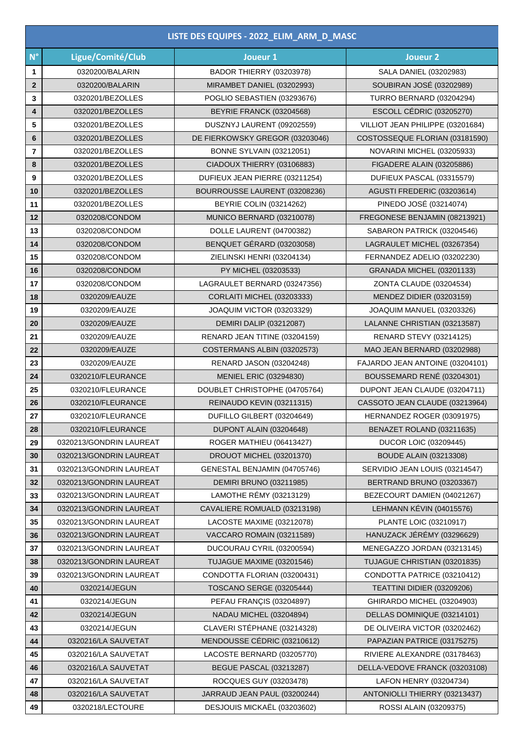## LISTE DES EQUIPES - 2022_ELIM_ARM_D_MASC

| N° | Ligue/Comité/Club | Joueur 1 | Joueur 2 |
|---|---|---|---|
| 1 | 0320200/BALARIN | BADOR THIERRY (03203978) | SALA DANIEL (03202983) |
| 2 | 0320200/BALARIN | MIRAMBET DANIEL (03202993) | SOUBIRAN JOSÉ (03202989) |
| 3 | 0320201/BEZOLLES | POGLIO SEBASTIEN (03293676) | TURRO BERNARD (03204294) |
| 4 | 0320201/BEZOLLES | BEYRIE FRANCK (03204568) | ESCOLL CÉDRIC (03205270) |
| 5 | 0320201/BEZOLLES | DUSZNYJ LAURENT (09202559) | VILLIOT JEAN PHILIPPE (03201684) |
| 6 | 0320201/BEZOLLES | DE FIERKOWSKY GREGOR (03203046) | COSTOSSEQUE FLORIAN (03181590) |
| 7 | 0320201/BEZOLLES | BONNE SYLVAIN (03212051) | NOVARINI MICHEL (03205933) |
| 8 | 0320201/BEZOLLES | CIADOUX THIERRY (03106883) | FIGADERE ALAIN (03205886) |
| 9 | 0320201/BEZOLLES | DUFIEUX JEAN PIERRE (03211254) | DUFIEUX PASCAL (03315579) |
| 10 | 0320201/BEZOLLES | BOURROUSSE LAURENT (03208236) | AGUSTI FREDERIC (03203614) |
| 11 | 0320201/BEZOLLES | BEYRIE COLIN (03214262) | PINEDO JOSÉ (03214074) |
| 12 | 0320208/CONDOM | MUNICO BERNARD (03210078) | FREGONESE BENJAMIN (08213921) |
| 13 | 0320208/CONDOM | DOLLE LAURENT (04700382) | SABARON PATRICK (03204546) |
| 14 | 0320208/CONDOM | BENQUET GÉRARD (03203058) | LAGRAULET MICHEL (03267354) |
| 15 | 0320208/CONDOM | ZIELINSKI HENRI (03204134) | FERNANDEZ ADELIO (03202230) |
| 16 | 0320208/CONDOM | PY MICHEL (03203533) | GRANADA MICHEL (03201133) |
| 17 | 0320208/CONDOM | LAGRAULET BERNARD (03247356) | ZONTA CLAUDE (03204534) |
| 18 | 0320209/EAUZE | CORLAITI MICHEL (03203333) | MENDEZ DIDIER (03203159) |
| 19 | 0320209/EAUZE | JOAQUIM VICTOR (03203329) | JOAQUIM MANUEL (03203326) |
| 20 | 0320209/EAUZE | DEMIRI DALIP (03212087) | LALANNE CHRISTIAN (03213587) |
| 21 | 0320209/EAUZE | RENARD JEAN TITINE (03204159) | RENARD STEVY (03214125) |
| 22 | 0320209/EAUZE | COSTERMANS ALBIN (03202573) | MAO JEAN BERNARD (03202988) |
| 23 | 0320209/EAUZE | RENARD JASON (03204248) | FAJARDO JEAN ANTOINE (03204101) |
| 24 | 0320210/FLEURANCE | MENIEL ERIC (03294830) | BOUSSEMARD RENÉ (03204301) |
| 25 | 0320210/FLEURANCE | DOUBLET CHRISTOPHE (04705764) | DUPONT JEAN CLAUDE (03204711) |
| 26 | 0320210/FLEURANCE | REINAUDO KEVIN (03211315) | CASSOTO JEAN CLAUDE (03213964) |
| 27 | 0320210/FLEURANCE | DUFILLO GILBERT (03204649) | HERNANDEZ ROGER (03091975) |
| 28 | 0320210/FLEURANCE | DUPONT ALAIN (03204648) | BENAZET ROLAND (03211635) |
| 29 | 0320213/GONDRIN LAUREAT | ROGER MATHIEU (06413427) | DUCOR LOIC (03209445) |
| 30 | 0320213/GONDRIN LAUREAT | DROUOT MICHEL (03201370) | BOUDE ALAIN (03213308) |
| 31 | 0320213/GONDRIN LAUREAT | GENESTAL BENJAMIN (04705746) | SERVIDIO JEAN LOUIS (03214547) |
| 32 | 0320213/GONDRIN LAUREAT | DEMIRI BRUNO (03211985) | BERTRAND BRUNO (03203367) |
| 33 | 0320213/GONDRIN LAUREAT | LAMOTHE RÉMY (03213129) | BEZECOURT DAMIEN (04021267) |
| 34 | 0320213/GONDRIN LAUREAT | CAVALIERE ROMUALD (03213198) | LEHMANN KÉVIN (04015576) |
| 35 | 0320213/GONDRIN LAUREAT | LACOSTE MAXIME (03212078) | PLANTE LOIC (03210917) |
| 36 | 0320213/GONDRIN LAUREAT | VACCARO ROMAIN (03211589) | HANUZACK JÉRÉMY (03296629) |
| 37 | 0320213/GONDRIN LAUREAT | DUCOURAU CYRIL (03200594) | MENEGAZZO JORDAN (03213145) |
| 38 | 0320213/GONDRIN LAUREAT | TUJAGUE MAXIME (03201546) | TUJAGUE CHRISTIAN (03201835) |
| 39 | 0320213/GONDRIN LAUREAT | CONDOTTA FLORIAN (03200431) | CONDOTTA PATRICE (03210412) |
| 40 | 0320214/JEGUN | TOSCANO SERGE (03205444) | TEATTINI DIDIER (03209206) |
| 41 | 0320214/JEGUN | PEFAU FRANÇIS (03204897) | GHIRARDO MICHEL (03204903) |
| 42 | 0320214/JEGUN | NADAU MICHEL (03204894) | DELLAS DOMINIQUE (03214101) |
| 43 | 0320214/JEGUN | CLAVERI STÉPHANE (03214328) | DE OLIVEIRA VICTOR (03202462) |
| 44 | 0320216/LA SAUVETAT | MENDOUSSE CÉDRIC (03210612) | PAPAZIAN PATRICE (03175275) |
| 45 | 0320216/LA SAUVETAT | LACOSTE BERNARD (03205770) | RIVIERE ALEXANDRE (03178463) |
| 46 | 0320216/LA SAUVETAT | BEGUE PASCAL (03213287) | DELLA-VEDOVE FRANCK (03203108) |
| 47 | 0320216/LA SAUVETAT | ROCQUES GUY (03203478) | LAFON HENRY (03204734) |
| 48 | 0320216/LA SAUVETAT | JARRAUD JEAN PAUL (03200244) | ANTONIOLLI THIERRY (03213437) |
| 49 | 0320218/LECTOURE | DESJOUIS MICKAËL (03203602) | ROSSI ALAIN (03209375) |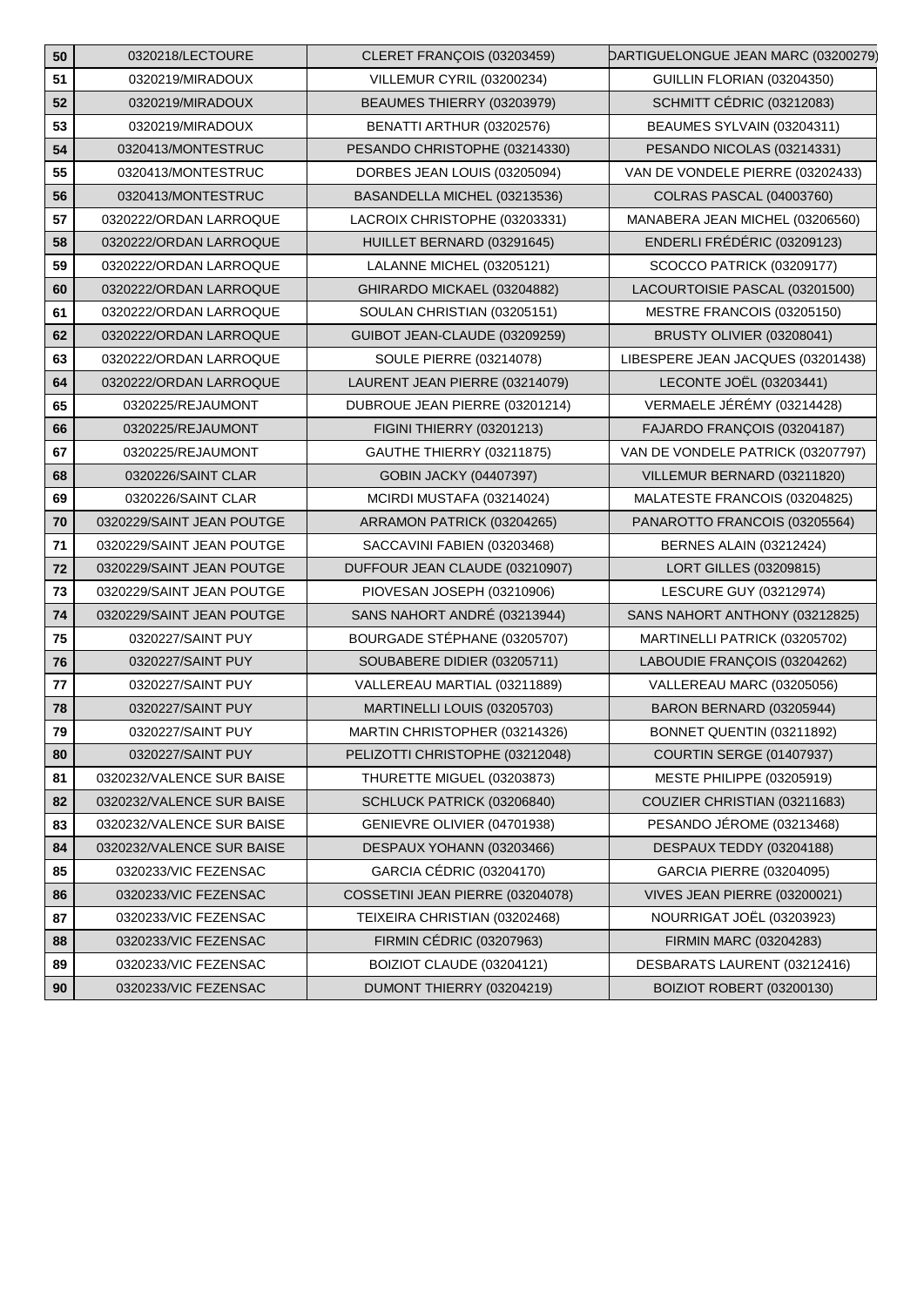| | | | |
|---|---|---|---|
| 50 | 0320218/LECTOURE | CLERET FRANÇOIS (03203459) | DARTIGUELONGUE JEAN MARC (03200279) |
| 51 | 0320219/MIRADOUX | VILLEMUR CYRIL (03200234) | GUILLIN FLORIAN (03204350) |
| 52 | 0320219/MIRADOUX | BEAUMES THIERRY (03203979) | SCHMITT CÉDRIC (03212083) |
| 53 | 0320219/MIRADOUX | BENATTI ARTHUR (03202576) | BEAUMES SYLVAIN (03204311) |
| 54 | 0320413/MONTESTRUC | PESANDO CHRISTOPHE (03214330) | PESANDO NICOLAS (03214331) |
| 55 | 0320413/MONTESTRUC | DORBES JEAN LOUIS (03205094) | VAN DE VONDELE PIERRE (03202433) |
| 56 | 0320413/MONTESTRUC | BASANDELLA MICHEL (03213536) | COLRAS PASCAL (04003760) |
| 57 | 0320222/ORDAN LARROQUE | LACROIX CHRISTOPHE (03203331) | MANABERA JEAN MICHEL (03206560) |
| 58 | 0320222/ORDAN LARROQUE | HUILLET BERNARD (03291645) | ENDERLI FRÉDÉRIC (03209123) |
| 59 | 0320222/ORDAN LARROQUE | LALANNE MICHEL (03205121) | SCOCCO PATRICK (03209177) |
| 60 | 0320222/ORDAN LARROQUE | GHIRARDO MICKAEL (03204882) | LACOURTOISIE PASCAL (03201500) |
| 61 | 0320222/ORDAN LARROQUE | SOULAN CHRISTIAN (03205151) | MESTRE FRANCOIS (03205150) |
| 62 | 0320222/ORDAN LARROQUE | GUIBOT JEAN-CLAUDE (03209259) | BRUSTY OLIVIER (03208041) |
| 63 | 0320222/ORDAN LARROQUE | SOULE PIERRE (03214078) | LIBESPERE JEAN JACQUES (03201438) |
| 64 | 0320222/ORDAN LARROQUE | LAURENT JEAN PIERRE (03214079) | LECONTE JOËL (03203441) |
| 65 | 0320225/REJAUMONT | DUBROUE JEAN PIERRE (03201214) | VERMAELE JÉRÉMY (03214428) |
| 66 | 0320225/REJAUMONT | FIGINI THIERRY (03201213) | FAJARDO FRANÇOIS (03204187) |
| 67 | 0320225/REJAUMONT | GAUTHE THIERRY (03211875) | VAN DE VONDELE PATRICK (03207797) |
| 68 | 0320226/SAINT CLAR | GOBIN JACKY (04407397) | VILLEMUR BERNARD (03211820) |
| 69 | 0320226/SAINT CLAR | MCIRDI MUSTAFA (03214024) | MALATESTE FRANCOIS (03204825) |
| 70 | 0320229/SAINT JEAN POUTGE | ARRAMON PATRICK (03204265) | PANAROTTO FRANCOIS (03205564) |
| 71 | 0320229/SAINT JEAN POUTGE | SACCAVINI FABIEN (03203468) | BERNES ALAIN (03212424) |
| 72 | 0320229/SAINT JEAN POUTGE | DUFFOUR JEAN CLAUDE (03210907) | LORT GILLES (03209815) |
| 73 | 0320229/SAINT JEAN POUTGE | PIOVESAN JOSEPH (03210906) | LESCURE GUY (03212974) |
| 74 | 0320229/SAINT JEAN POUTGE | SANS NAHORT ANDRÉ (03213944) | SANS NAHORT ANTHONY (03212825) |
| 75 | 0320227/SAINT PUY | BOURGADE STÉPHANE (03205707) | MARTINELLI PATRICK (03205702) |
| 76 | 0320227/SAINT PUY | SOUBABERE DIDIER (03205711) | LABOUDIE FRANÇOIS (03204262) |
| 77 | 0320227/SAINT PUY | VALLEREAU MARTIAL (03211889) | VALLEREAU MARC (03205056) |
| 78 | 0320227/SAINT PUY | MARTINELLI LOUIS (03205703) | BARON BERNARD (03205944) |
| 79 | 0320227/SAINT PUY | MARTIN CHRISTOPHER (03214326) | BONNET QUENTIN (03211892) |
| 80 | 0320227/SAINT PUY | PELIZOTTI CHRISTOPHE (03212048) | COURTIN SERGE (01407937) |
| 81 | 0320232/VALENCE SUR BAISE | THURETTE MIGUEL (03203873) | MESTE PHILIPPE (03205919) |
| 82 | 0320232/VALENCE SUR BAISE | SCHLUCK PATRICK (03206840) | COUZIER CHRISTIAN (03211683) |
| 83 | 0320232/VALENCE SUR BAISE | GENIEVRE OLIVIER (04701938) | PESANDO JÉROME (03213468) |
| 84 | 0320232/VALENCE SUR BAISE | DESPAUX YOHANN (03203466) | DESPAUX TEDDY (03204188) |
| 85 | 0320233/VIC FEZENSAC | GARCIA CÉDRIC (03204170) | GARCIA PIERRE (03204095) |
| 86 | 0320233/VIC FEZENSAC | COSSETINI JEAN PIERRE (03204078) | VIVES JEAN PIERRE (03200021) |
| 87 | 0320233/VIC FEZENSAC | TEIXEIRA CHRISTIAN (03202468) | NOURRIGAT JOËL (03203923) |
| 88 | 0320233/VIC FEZENSAC | FIRMIN CÉDRIC (03207963) | FIRMIN MARC (03204283) |
| 89 | 0320233/VIC FEZENSAC | BOIZIOT CLAUDE (03204121) | DESBARATS LAURENT (03212416) |
| 90 | 0320233/VIC FEZENSAC | DUMONT THIERRY (03204219) | BOIZIOT ROBERT (03200130) |